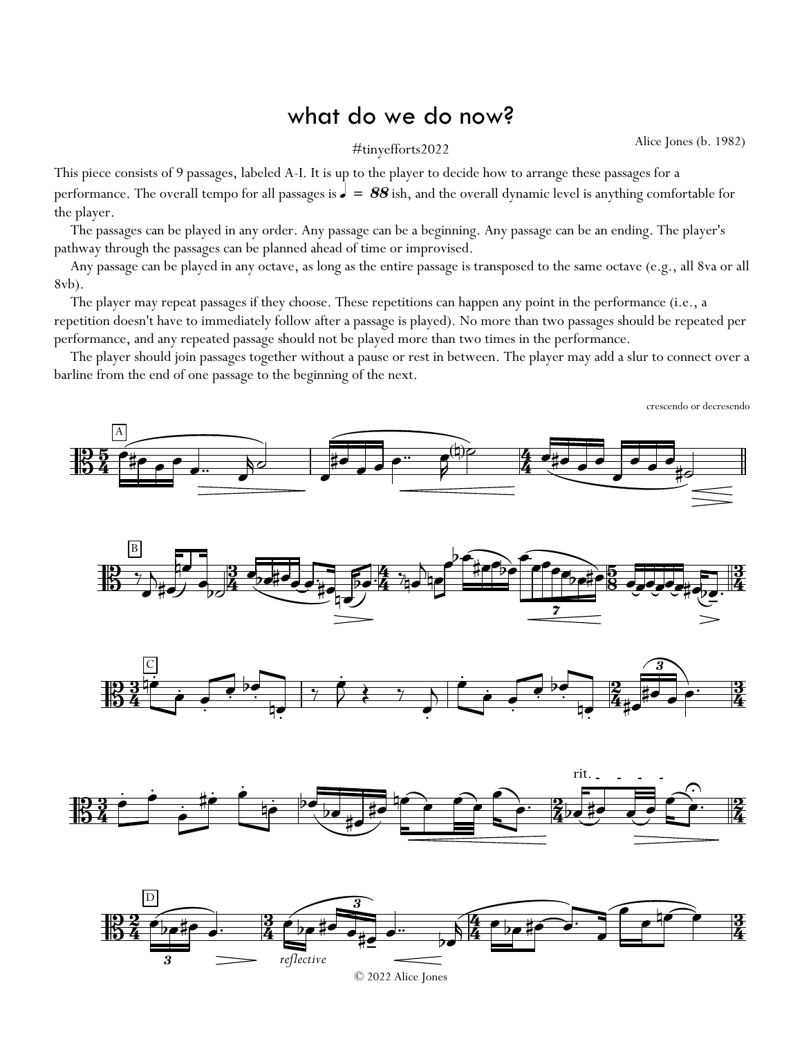# what do we do now?

#tinyefforts2022

Alice Jones (b. 1982)

This piece consists of 9 passages, labeled A-I. It is up to the player to decide how to arrange these passages for a performance. The overall tempo for all passages is ♩ = 88 ish, and the overall dynamic level is anything comfortable for the player.

The passages can be played in any order. Any passage can be a beginning. Any passage can be an ending. The player's pathway through the passages can be planned ahead of time or improvised.

Any passage can be played in any octave, as long as the entire passage is transposed to the same octave (e.g., all 8va or all 8vb).

The player may repeat passages if they choose. These repetitions can happen any point in the performance (i.e., a repetition doesn't have to immediately follow after a passage is played). No more than two passages should be repeated per performance, and any repeated passage should not be played more than two times in the performance.

The player should join passages together without a pause or rest in between. The player may add a slur to connect over a barline from the end of one passage to the beginning of the next.

crescendo or decresendo

A

B

C

rit.

D

*reflective*

© 2022 Alice Jones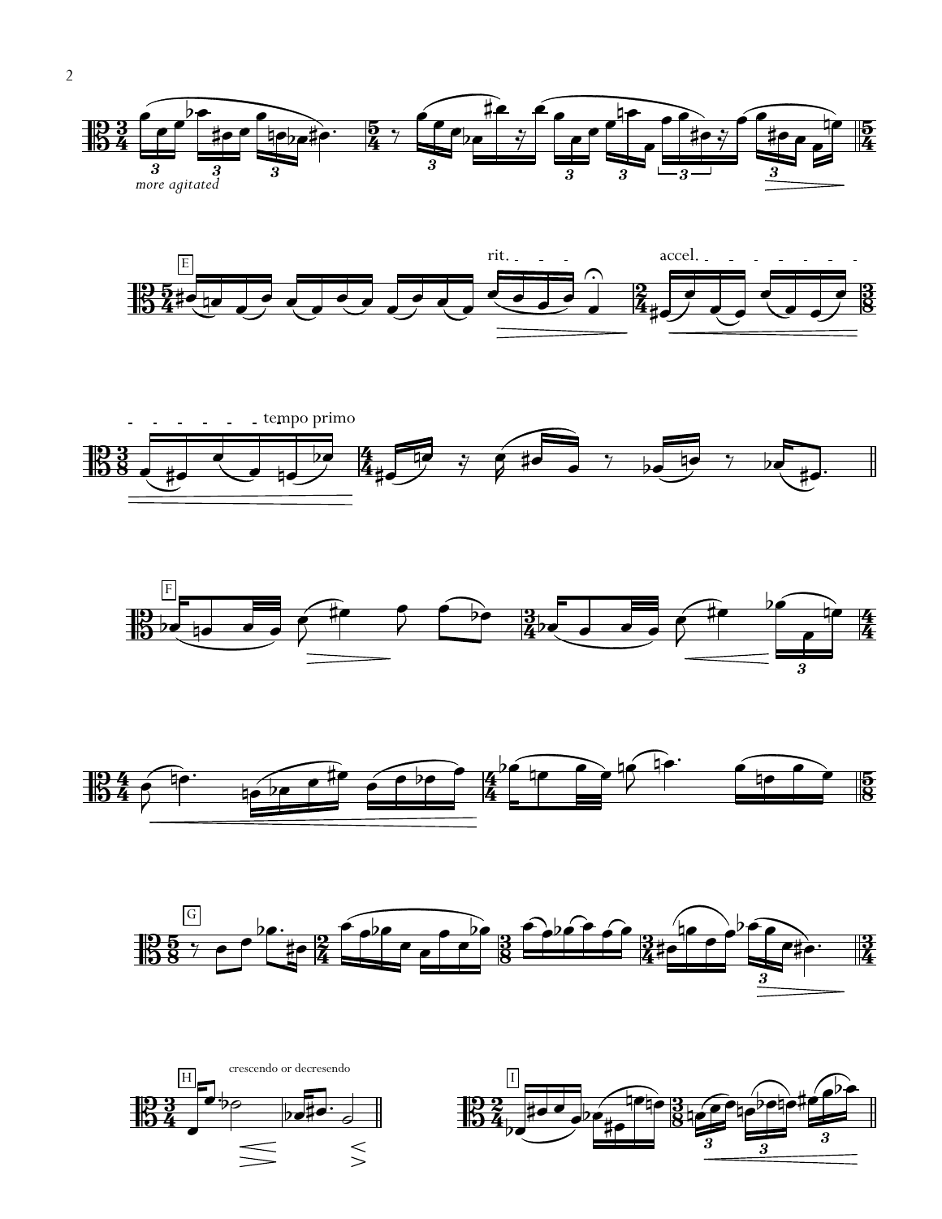more agitated

E

rit.

accel.

tempo primo

F

G

H

crescendo or decresendo

I